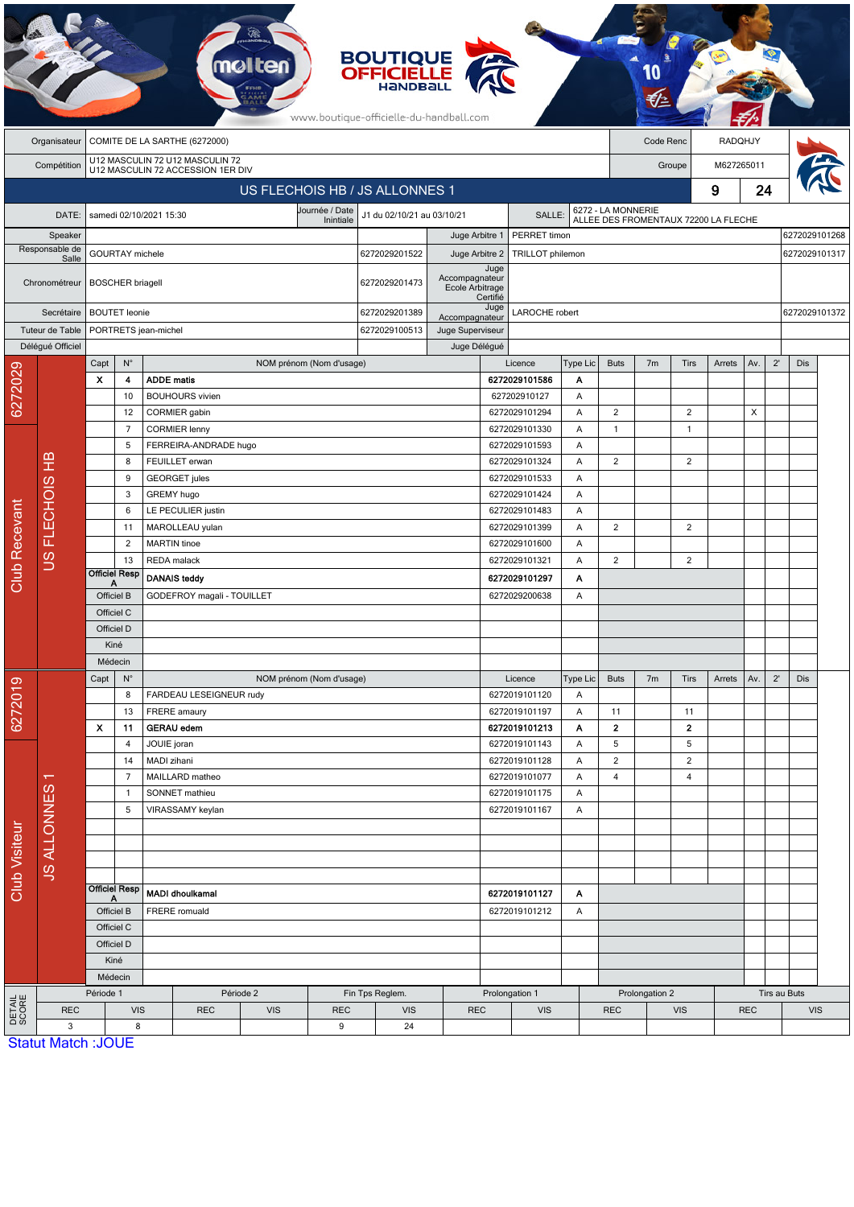BOUTIQUE OFFICIELLE HANDBALL

www.boutique-officielle-du-handball.com

| Organisateur | COMITE DE LA SARTHE (6272000) | Code Renc | RADQHJY |
|---|---|---|---|
| Compétition | U12 MASCULIN 72 U12 MASCULIN 72 U12 MASCULIN 72 ACCESSION 1ER DIV | Groupe | M627265011 |

## US FLECHOIS HB / JS ALLONNES 1 — 9 / 24

| DATE: | samedi 02/10/2021 15:30 | Journée / Date Inintiale | J1 du 02/10/21 au 03/10/21 | SALLE: | 6272 - LA MONNERIE ALLEE DES FROMENTAUX 72200 LA FLECHE |
|---|---|---|---|---|---|

| Rôle | Nom | Licence | Rôle | Nom | Licence |
|---|---|---|---|---|---|
| Speaker | | | Juge Arbitre 1 | PERRET timon | 6272029101268 |
| Responsable de Salle | GOURTAY michele | 6272029201522 | Juge Arbitre 2 | TRILLOT philemon | 6272029101317 |
| Chronométreur | BOSCHER briagell | 6272029201473 | Juge Accompagnateur Ecole Arbitrage Certifié | | |
| Secrétaire | BOUTET leonie | 6272029201389 | Juge Accompagnateur | LAROCHE robert | 6272029101372 |
| Tuteur de Table | PORTRETS jean-michel | 6272029100513 | Juge Superviseur | | |
| Délégué Officiel | | | Juge Délégué | | |

### Club Recevant — 6272029 — US FLECHOIS HB

| Capt | N° | NOM prénom (Nom d'usage) | Licence | Type Lic | Buts | 7m | Tirs | Arrets | Av. | 2' | Dis |
|---|---|---|---|---|---|---|---|---|---|---|---|
| X | 4 | **ADDE matis** | **6272029101586** | **A** | | | | | | | |
| | 10 | BOUHOURS vivien | 627202910127 | A | | | | | | | |
| | 12 | CORMIER gabin | 6272029101294 | A | 2 | | 2 | | X | | |
| | 7 | CORMIER lenny | 6272029101330 | A | 1 | | 1 | | | | |
| | 5 | FERREIRA-ANDRADE hugo | 6272029101593 | A | | | | | | | |
| | 8 | FEUILLET erwan | 6272029101324 | A | 2 | | 2 | | | | |
| | 9 | GEORGET jules | 6272029101533 | A | | | | | | | |
| | 3 | GREMY hugo | 6272029101424 | A | | | | | | | |
| | 6 | LE PECULIER justin | 6272029101483 | A | | | | | | | |
| | 11 | MAROLLEAU yulan | 6272029101399 | A | 2 | | 2 | | | | |
| | 2 | MARTIN tinoe | 6272029101600 | A | | | | | | | |
| | 13 | REDA malack | 6272029101321 | A | 2 | | 2 | | | | |
| Officiel Resp A | | **DANAIS teddy** | **6272029101297** | **A** | | | | | | | |
| Officiel B | | GODEFROY magali - TOUILLET | 6272029200638 | A | | | | | | | |
| Officiel C | | | | | | | | | | | |
| Officiel D | | | | | | | | | | | |
| Kiné | | | | | | | | | | | |
| Médecin | | | | | | | | | | | |

### Club Visiteur — 6272019 — JS ALLONNES 1

| Capt | N° | NOM prénom (Nom d'usage) | Licence | Type Lic | Buts | 7m | Tirs | Arrets | Av. | 2' | Dis |
|---|---|---|---|---|---|---|---|---|---|---|---|
| | 8 | FARDEAU LESEIGNEUR rudy | 6272019101120 | A | | | | | | | |
| | 13 | FRERE amaury | 6272019101197 | A | 11 | | 11 | | | | |
| X | 11 | **GERAU edem** | **6272019101213** | **A** | **2** | | **2** | | | | |
| | 4 | JOUIE joran | 6272019101143 | A | 5 | | 5 | | | | |
| | 14 | MADI zihani | 6272019101128 | A | 2 | | 2 | | | | |
| | 7 | MAILLARD matheo | 6272019101077 | A | 4 | | 4 | | | | |
| | 1 | SONNET mathieu | 6272019101175 | A | | | | | | | |
| | 5 | VIRASSAMY keylan | 6272019101167 | A | | | | | | | |
| Officiel Resp A | | **MADI dhoulkamal** | **6272019101127** | **A** | | | | | | | |
| Officiel B | | FRERE romuald | 6272019101212 | A | | | | | | | |
| Officiel C | | | | | | | | | | | |
| Officiel D | | | | | | | | | | | |
| Kiné | | | | | | | | | | | |
| Médecin | | | | | | | | | | | |

### DETAIL SCORE

| Période 1 | | Période 2 | | Fin Tps Reglem. | | Prolongation 1 | | Prolongation 2 | | Tirs au Buts | |
|---|---|---|---|---|---|---|---|---|---|---|---|
| REC | VIS | REC | VIS | REC | VIS | REC | VIS | REC | VIS | REC | VIS |
| 3 | 8 | | | 9 | 24 | | | | | | |

Statut Match :JOUE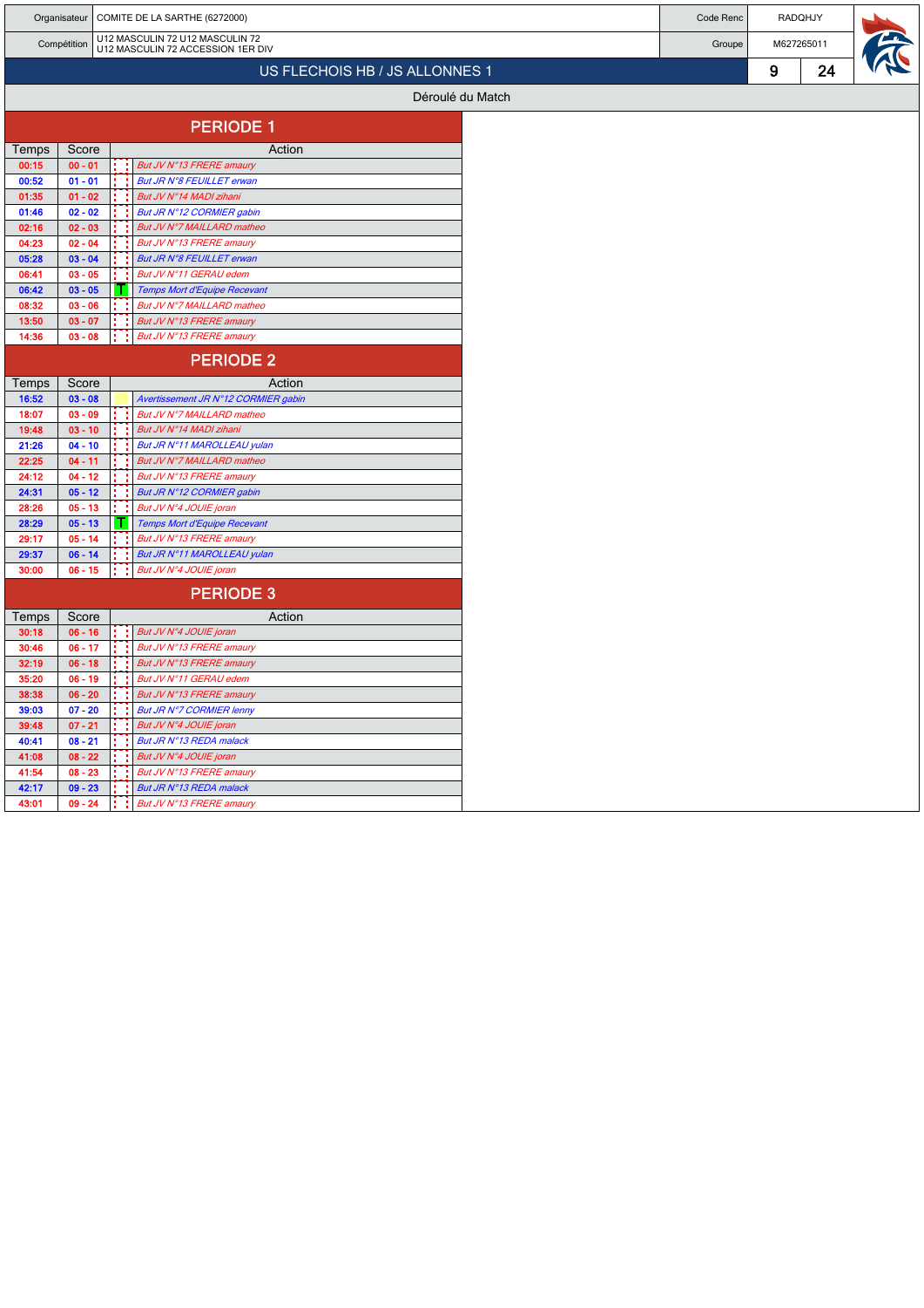| Organisateur | COMITE DE LA SARTHE (6272000) | Code Renc | RADQHJY |
|---|---|---|---|
| Compétition | U12 MASCULIN 72 U12 MASCULIN 72<br>U12 MASCULIN 72 ACCESSION 1ER DIV | Groupe | M627265011 |

## US FLECHOIS HB / JS ALLONNES 1 — 9 | 24

### Déroulé du Match

## PERIODE 1

| Temps | Score | Action |
|---|---|---|
| 00:15 | 00 - 01 | But JV N°13 FRERE amaury |
| 00:52 | 01 - 01 | But JR N°8 FEUILLET erwan |
| 01:35 | 01 - 02 | But JV N°14 MADI zihani |
| 01:46 | 02 - 02 | But JR N°12 CORMIER gabin |
| 02:16 | 02 - 03 | But JV N°7 MAILLARD matheo |
| 04:23 | 02 - 04 | But JV N°13 FRERE amaury |
| 05:28 | 03 - 04 | But JR N°8 FEUILLET erwan |
| 06:41 | 03 - 05 | But JV N°11 GERAU edem |
| 06:42 | 03 - 05 | Temps Mort d'Equipe Recevant |
| 08:32 | 03 - 06 | But JV N°7 MAILLARD matheo |
| 13:50 | 03 - 07 | But JV N°13 FRERE amaury |
| 14:36 | 03 - 08 | But JV N°13 FRERE amaury |

## PERIODE 2

| Temps | Score | Action |
|---|---|---|
| 16:52 | 03 - 08 | Avertissement JR N°12 CORMIER gabin |
| 18:07 | 03 - 09 | But JV N°7 MAILLARD matheo |
| 19:48 | 03 - 10 | But JV N°14 MADI zihani |
| 21:26 | 04 - 10 | But JR N°11 MAROLLEAU yulan |
| 22:25 | 04 - 11 | But JV N°7 MAILLARD matheo |
| 24:12 | 04 - 12 | But JV N°13 FRERE amaury |
| 24:31 | 05 - 12 | But JR N°12 CORMIER gabin |
| 28:26 | 05 - 13 | But JV N°4 JOUIE joran |
| 28:29 | 05 - 13 | Temps Mort d'Equipe Recevant |
| 29:17 | 05 - 14 | But JV N°13 FRERE amaury |
| 29:37 | 06 - 14 | But JR N°11 MAROLLEAU yulan |
| 30:00 | 06 - 15 | But JV N°4 JOUIE joran |

## PERIODE 3

| Temps | Score | Action |
|---|---|---|
| 30:18 | 06 - 16 | But JV N°4 JOUIE joran |
| 30:46 | 06 - 17 | But JV N°13 FRERE amaury |
| 32:19 | 06 - 18 | But JV N°13 FRERE amaury |
| 35:20 | 06 - 19 | But JV N°11 GERAU edem |
| 38:38 | 06 - 20 | But JV N°13 FRERE amaury |
| 39:03 | 07 - 20 | But JR N°7 CORMIER lenny |
| 39:48 | 07 - 21 | But JV N°4 JOUIE joran |
| 40:41 | 08 - 21 | But JR N°13 REDA malack |
| 41:08 | 08 - 22 | But JV N°4 JOUIE joran |
| 41:54 | 08 - 23 | But JV N°13 FRERE amaury |
| 42:17 | 09 - 23 | But JR N°13 REDA malack |
| 43:01 | 09 - 24 | But JV N°13 FRERE amaury |